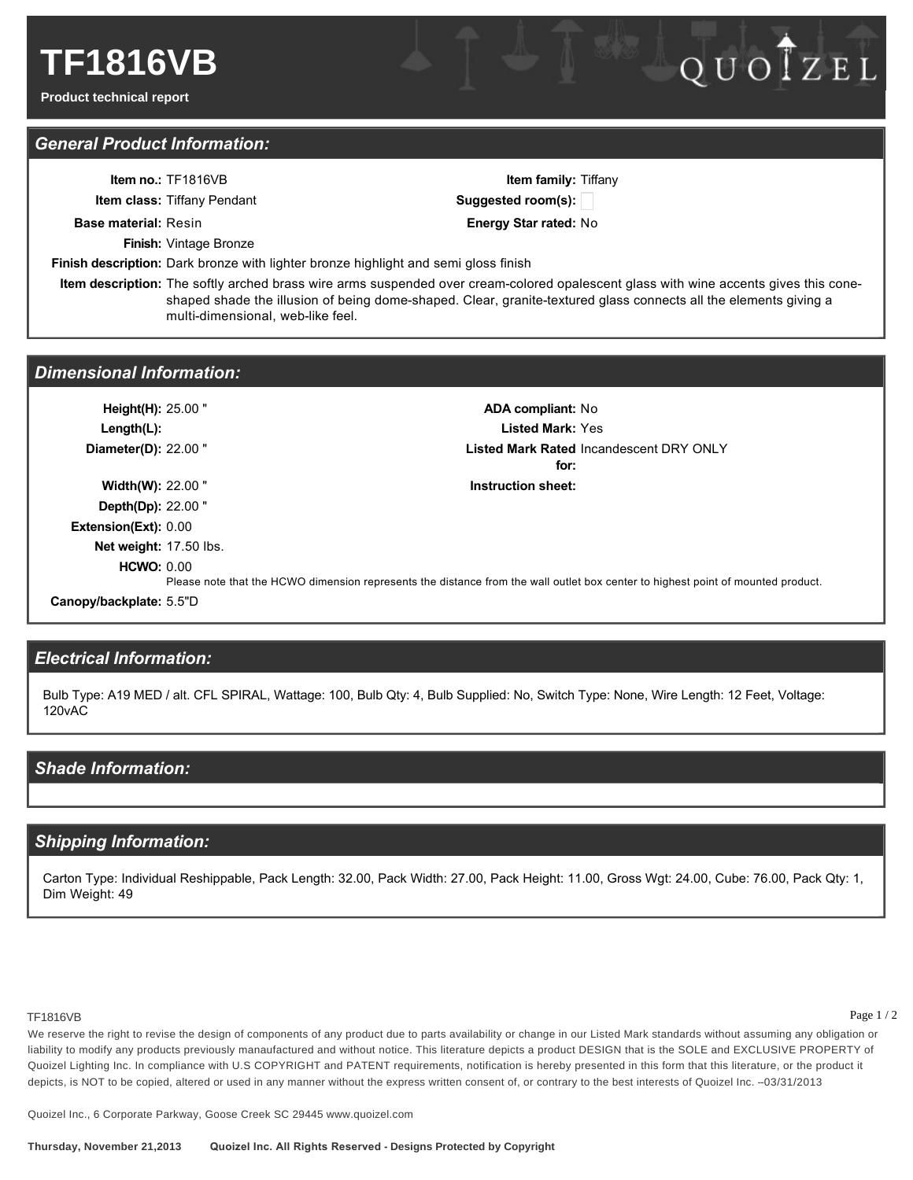# TF1816VB

**Product technical report**

QUOIZEL

## General Product Information:

**Item no.:** TF1816VB

**Item family:** Tiffany

**Item class:** Tiffany Pendant

**Suggested room(s):**

**Base material:** Resin

**Energy Star rated:** No

**Finish:** Vintage Bronze

**Finish description:** Dark bronze with lighter bronze highlight and semi gloss finish

**Item description:** The softly arched brass wire arms suspended over cream-colored opalescent glass with wine accents gives this cone-shaped shade the illusion of being dome-shaped. Clear, granite-textured glass connects all the elements giving a multi-dimensional, web-like feel.

## Dimensional Information:

**Height(H):** 25.00 "

**Length(L):**

**Diameter(D):** 22.00 "

**Width(W):** 22.00 "

**Depth(Dp):** 22.00 "

**Extension(Ext):** 0.00

**Net weight:** 17.50 lbs.

**HCWO:** 0.00

Please note that the HCWO dimension represents the distance from the wall outlet box center to highest point of mounted product.

**Canopy/backplate:** 5.5"D

**ADA compliant:** No

**Listed Mark:** Yes

**Listed Mark Rated for:** Incandescent DRY ONLY

**Instruction sheet:**

## Electrical Information:

Bulb Type: A19 MED / alt. CFL SPIRAL, Wattage: 100, Bulb Qty: 4, Bulb Supplied: No, Switch Type: None, Wire Length: 12 Feet, Voltage: 120vAC

## Shade Information:

## Shipping Information:

Carton Type: Individual Reshippable, Pack Length: 32.00, Pack Width: 27.00, Pack Height: 11.00, Gross Wgt: 24.00, Cube: 76.00, Pack Qty: 1, Dim Weight: 49

We reserve the right to revise the design of components of any product due to parts availability or change in our Listed Mark standards without assuming any obligation or liability to modify any products previously manaufactured and without notice. This literature depicts a product DESIGN that is the SOLE and EXCLUSIVE PROPERTY of Quoizel Lighting Inc. In compliance with U.S COPYRIGHT and PATENT requirements, notification is hereby presented in this form that this literature, or the product it depicts, is NOT to be copied, altered or used in any manner without the express written consent of, or contrary to the best interests of Quoizel Inc. –03/31/2013

Quoizel Inc., 6 Corporate Parkway, Goose Creek SC 29445 www.quoizel.com

**Thursday, November 21,2013** **Quoizel Inc. All Rights Reserved - Designs Protected by Copyright**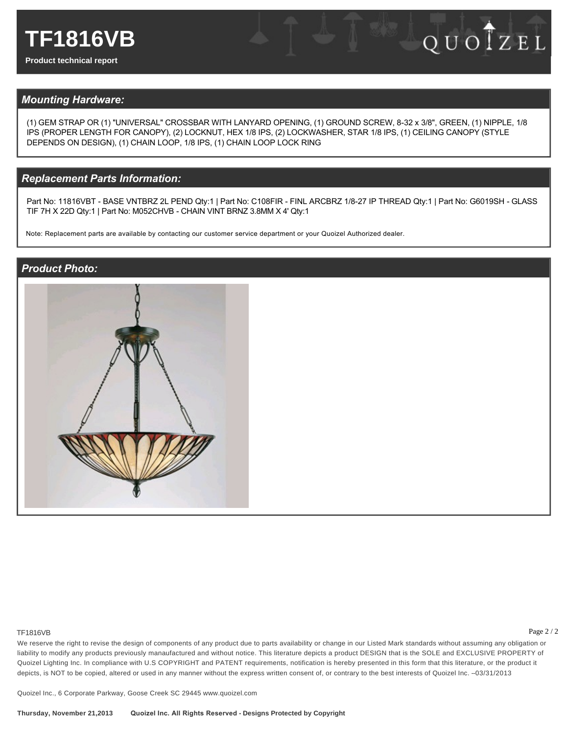# TF1816VB

**Product technical report**

## *Mounting Hardware:*

(1) GEM STRAP OR (1) "UNIVERSAL" CROSSBAR WITH LANYARD OPENING, (1) GROUND SCREW, 8-32 x 3/8", GREEN, (1) NIPPLE, 1/8 IPS (PROPER LENGTH FOR CANOPY), (2) LOCKNUT, HEX 1/8 IPS, (2) LOCKWASHER, STAR 1/8 IPS, (1) CEILING CANOPY (STYLE DEPENDS ON DESIGN), (1) CHAIN LOOP, 1/8 IPS, (1) CHAIN LOOP LOCK RING

## *Replacement Parts Information:*

Part No: 11816VBT - BASE VNTBRZ 2L PEND Qty:1 | Part No: C108FIR - FINL ARCBRZ 1/8-27 IP THREAD Qty:1 | Part No: G6019SH - GLASS TIF 7H X 22D Qty:1 | Part No: M052CHVB - CHAIN VINT BRNZ 3.8MM X 4' Qty:1

Note: Replacement parts are available by contacting our customer service department or your Quoizel Authorized dealer.

## *Product Photo:*

We reserve the right to revise the design of components of any product due to parts availability or change in our Listed Mark standards without assuming any obligation or liability to modify any products previously manaufactured and without notice. This literature depicts a product DESIGN that is the SOLE and EXCLUSIVE PROPERTY of Quoizel Lighting Inc. In compliance with U.S COPYRIGHT and PATENT requirements, notification is hereby presented in this form that this literature, or the product it depicts, is NOT to be copied, altered or used in any manner without the express written consent of, or contrary to the best interests of Quoizel Inc. --03/31/2013

Quoizel Inc., 6 Corporate Parkway, Goose Creek SC 29445 www.quoizel.com

**Thursday, November 21,2013 Quoizel Inc. All Rights Reserved - Designs Protected by Copyright**